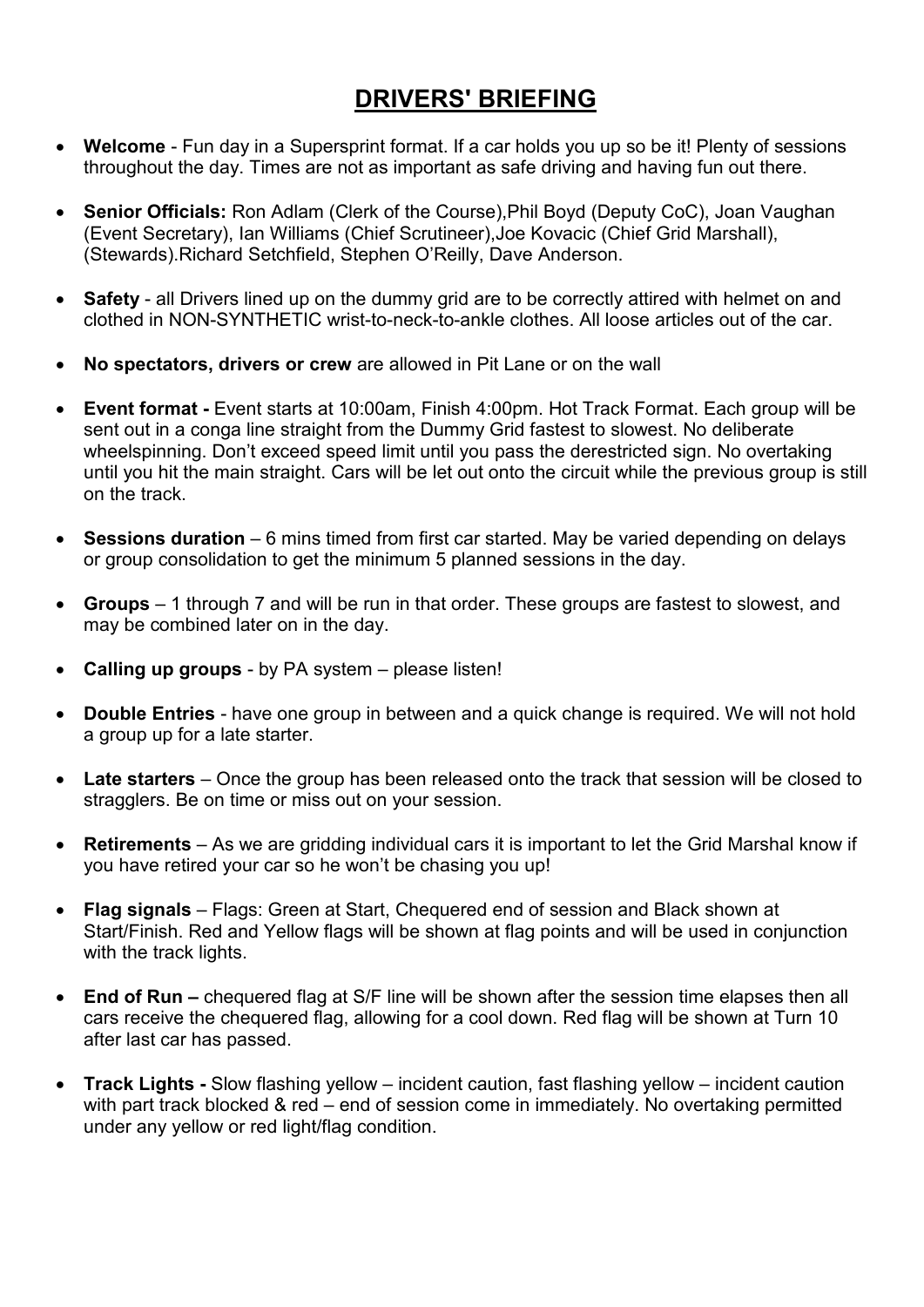# DRIVERS' BRIEFING

- **Welcome** - Fun day in a Supersprint format. If a car holds you up so be it! Plenty of sessions throughout the day. Times are not as important as safe driving and having fun out there.
- **Senior Officials:** Ron Adlam (Clerk of the Course),Phil Boyd (Deputy CoC), Joan Vaughan (Event Secretary), Ian Williams (Chief Scrutineer),Joe Kovacic (Chief Grid Marshall), (Stewards).Richard Setchfield, Stephen O'Reilly, Dave Anderson.
- **Safety** - all Drivers lined up on the dummy grid are to be correctly attired with helmet on and clothed in NON-SYNTHETIC wrist-to-neck-to-ankle clothes. All loose articles out of the car.
- **No spectators, drivers or crew** are allowed in Pit Lane or on the wall
- **Event format -** Event starts at 10:00am, Finish 4:00pm. Hot Track Format. Each group will be sent out in a conga line straight from the Dummy Grid fastest to slowest. No deliberate wheelspinning. Don't exceed speed limit until you pass the derestricted sign. No overtaking until you hit the main straight. Cars will be let out onto the circuit while the previous group is still on the track.
- **Sessions duration** – 6 mins timed from first car started. May be varied depending on delays or group consolidation to get the minimum 5 planned sessions in the day.
- **Groups** – 1 through 7 and will be run in that order. These groups are fastest to slowest, and may be combined later on in the day.
- **Calling up groups** - by PA system – please listen!
- **Double Entries** - have one group in between and a quick change is required. We will not hold a group up for a late starter.
- **Late starters** – Once the group has been released onto the track that session will be closed to stragglers. Be on time or miss out on your session.
- **Retirements** – As we are gridding individual cars it is important to let the Grid Marshal know if you have retired your car so he won't be chasing you up!
- **Flag signals** – Flags: Green at Start, Chequered end of session and Black shown at Start/Finish. Red and Yellow flags will be shown at flag points and will be used in conjunction with the track lights.
- **End of Run –** chequered flag at S/F line will be shown after the session time elapses then all cars receive the chequered flag, allowing for a cool down. Red flag will be shown at Turn 10 after last car has passed.
- **Track Lights -** Slow flashing yellow – incident caution, fast flashing yellow – incident caution with part track blocked & red – end of session come in immediately. No overtaking permitted under any yellow or red light/flag condition.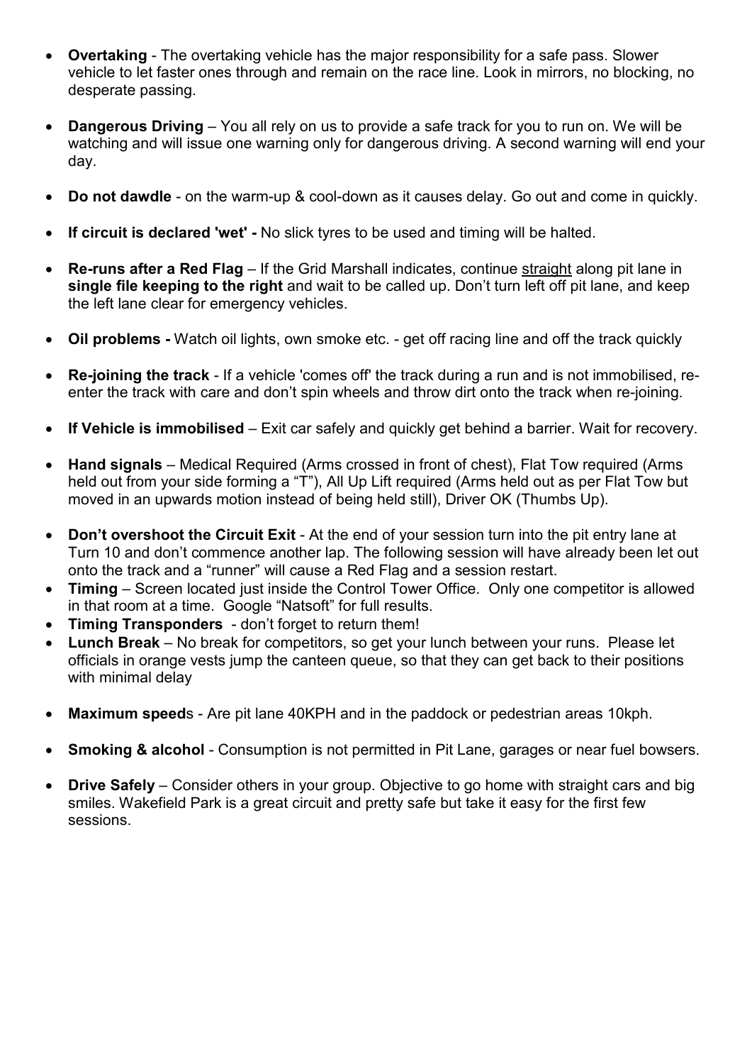- **Overtaking** - The overtaking vehicle has the major responsibility for a safe pass. Slower vehicle to let faster ones through and remain on the race line. Look in mirrors, no blocking, no desperate passing.

- **Dangerous Driving** – You all rely on us to provide a safe track for you to run on. We will be watching and will issue one warning only for dangerous driving. A second warning will end your day.

- **Do not dawdle** - on the warm-up & cool-down as it causes delay. Go out and come in quickly.

- **If circuit is declared 'wet' -** No slick tyres to be used and timing will be halted.

- **Re-runs after a Red Flag** – If the Grid Marshall indicates, continue straight along pit lane in **single file keeping to the right** and wait to be called up. Don't turn left off pit lane, and keep the left lane clear for emergency vehicles.

- **Oil problems -** Watch oil lights, own smoke etc. - get off racing line and off the track quickly

- **Re-joining the track** - If a vehicle 'comes off' the track during a run and is not immobilised, re-enter the track with care and don't spin wheels and throw dirt onto the track when re-joining.

- **If Vehicle is immobilised** – Exit car safely and quickly get behind a barrier. Wait for recovery.

- **Hand signals** – Medical Required (Arms crossed in front of chest), Flat Tow required (Arms held out from your side forming a "T"), All Up Lift required (Arms held out as per Flat Tow but moved in an upwards motion instead of being held still), Driver OK (Thumbs Up).

- **Don't overshoot the Circuit Exit** - At the end of your session turn into the pit entry lane at Turn 10 and don't commence another lap. The following session will have already been let out onto the track and a "runner" will cause a Red Flag and a session restart.
- **Timing** – Screen located just inside the Control Tower Office. Only one competitor is allowed in that room at a time. Google "Natsoft" for full results.
- **Timing Transponders** - don't forget to return them!
- **Lunch Break** – No break for competitors, so get your lunch between your runs. Please let officials in orange vests jump the canteen queue, so that they can get back to their positions with minimal delay

- **Maximum speed**s - Are pit lane 40KPH and in the paddock or pedestrian areas 10kph.

- **Smoking & alcohol** - Consumption is not permitted in Pit Lane, garages or near fuel bowsers.

- **Drive Safely** – Consider others in your group. Objective to go home with straight cars and big smiles. Wakefield Park is a great circuit and pretty safe but take it easy for the first few sessions.